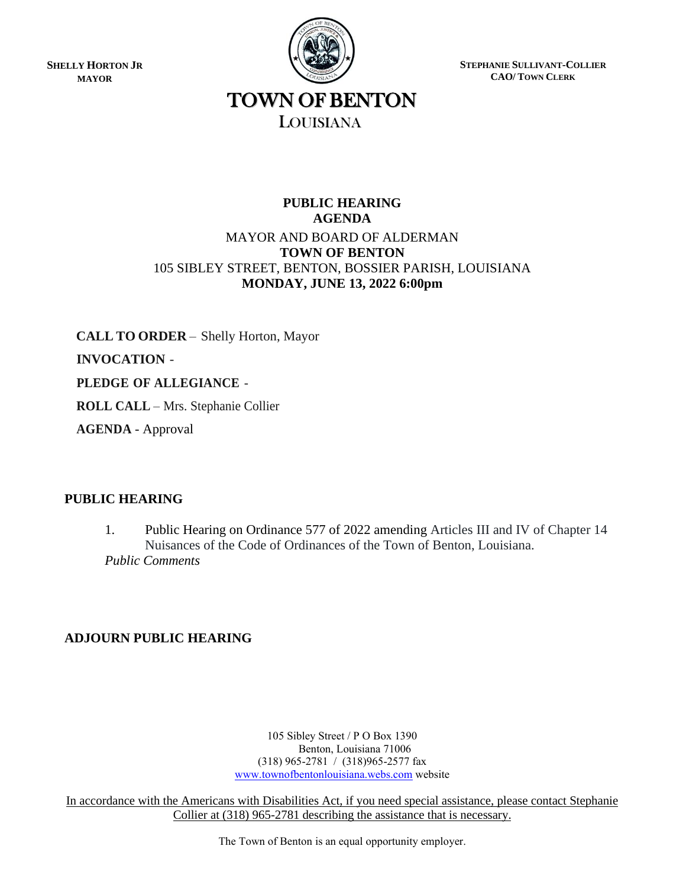**SHELLY HORTON JR**
**MAYOR**

**STEPHANIE SULLIVANT-COLLIER**
**CAO/ TOWN CLERK**

# TOWN OF BENTON
LOUISIANA

**PUBLIC HEARING**
**AGENDA**
MAYOR AND BOARD OF ALDERMAN
**TOWN OF BENTON**
105 SIBLEY STREET, BENTON, BOSSIER PARISH, LOUISIANA
**MONDAY, JUNE 13, 2022 6:00pm**

**CALL TO ORDER** – Shelly Horton, Mayor

**INVOCATION** -

**PLEDGE OF ALLEGIANCE** -

**ROLL CALL** – Mrs. Stephanie Collier

**AGENDA** - Approval

## PUBLIC HEARING

1. Public Hearing on Ordinance 577 of 2022 amending Articles III and IV of Chapter 14 Nuisances of the Code of Ordinances of the Town of Benton, Louisiana.

*Public Comments*

## ADJOURN PUBLIC HEARING

105 Sibley Street / P O Box 1390
Benton, Louisiana 71006
(318) 965-2781 / (318)965-2577 fax
www.townofbentonlouisiana.webs.com website

In accordance with the Americans with Disabilities Act, if you need special assistance, please contact Stephanie Collier at (318) 965-2781 describing the assistance that is necessary.

The Town of Benton is an equal opportunity employer.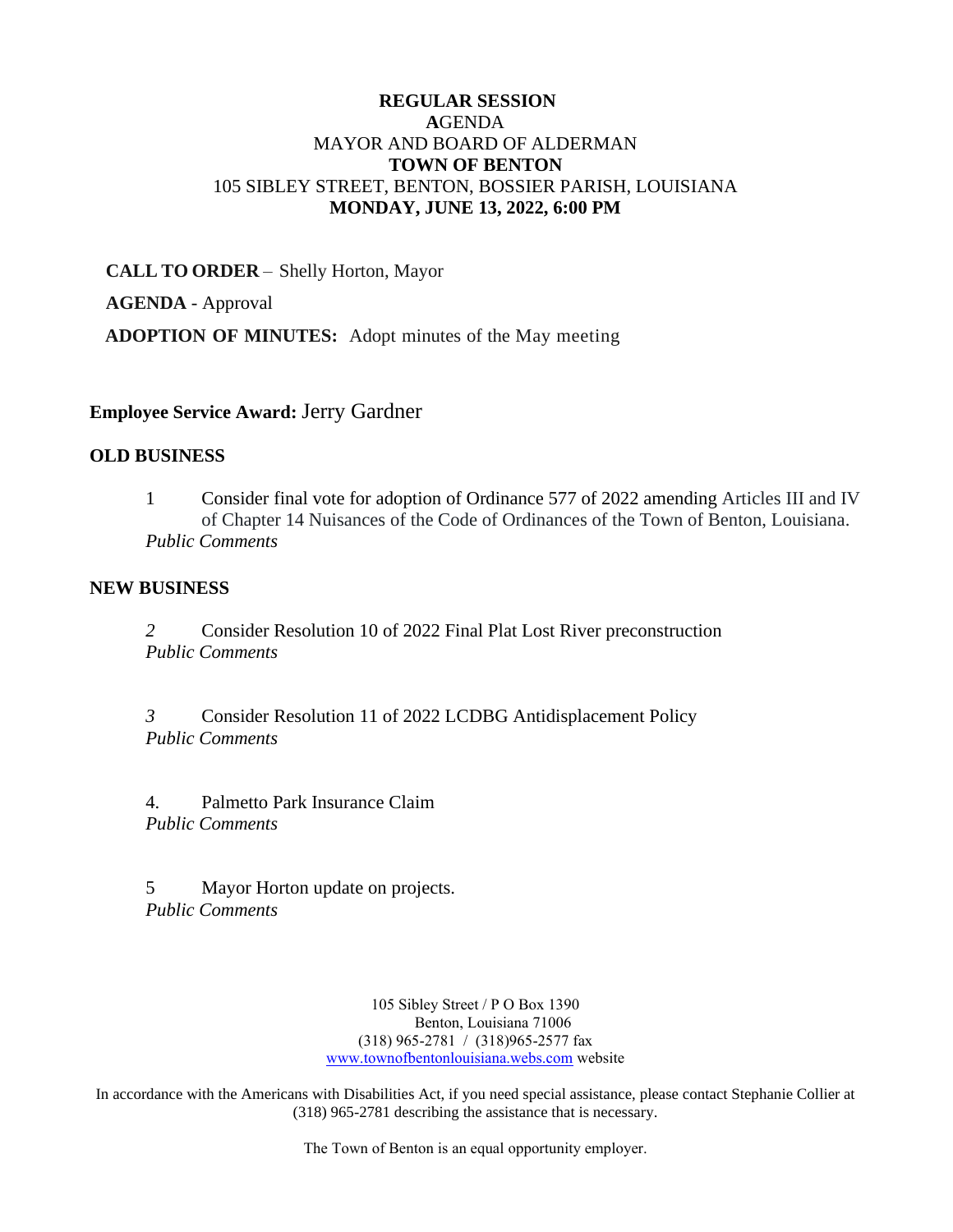**REGULAR SESSION**
**A**GENDA
MAYOR AND BOARD OF ALDERMAN
**TOWN OF BENTON**
105 SIBLEY STREET, BENTON, BOSSIER PARISH, LOUISIANA
**MONDAY, JUNE 13, 2022, 6:00 PM**

**CALL TO ORDER** – Shelly Horton, Mayor

**AGENDA** - Approval

**ADOPTION OF MINUTES:** Adopt minutes of the May meeting

**Employee Service Award:** Jerry Gardner

**OLD BUSINESS**

1 Consider final vote for adoption of Ordinance 577 of 2022 amending Articles III and IV of Chapter 14 Nuisances of the Code of Ordinances of the Town of Benton, Louisiana.
*Public Comments*

**NEW BUSINESS**

*2* Consider Resolution 10 of 2022 Final Plat Lost River preconstruction
*Public Comments*

*3* Consider Resolution 11 of 2022 LCDBG Antidisplacement Policy
*Public Comments*

4. Palmetto Park Insurance Claim
*Public Comments*

5 Mayor Horton update on projects.
*Public Comments*

105 Sibley Street / P O Box 1390
Benton, Louisiana 71006
(318) 965-2781 / (318)965-2577 fax
www.townofbentonlouisiana.webs.com website

In accordance with the Americans with Disabilities Act, if you need special assistance, please contact Stephanie Collier at (318) 965-2781 describing the assistance that is necessary.

The Town of Benton is an equal opportunity employer.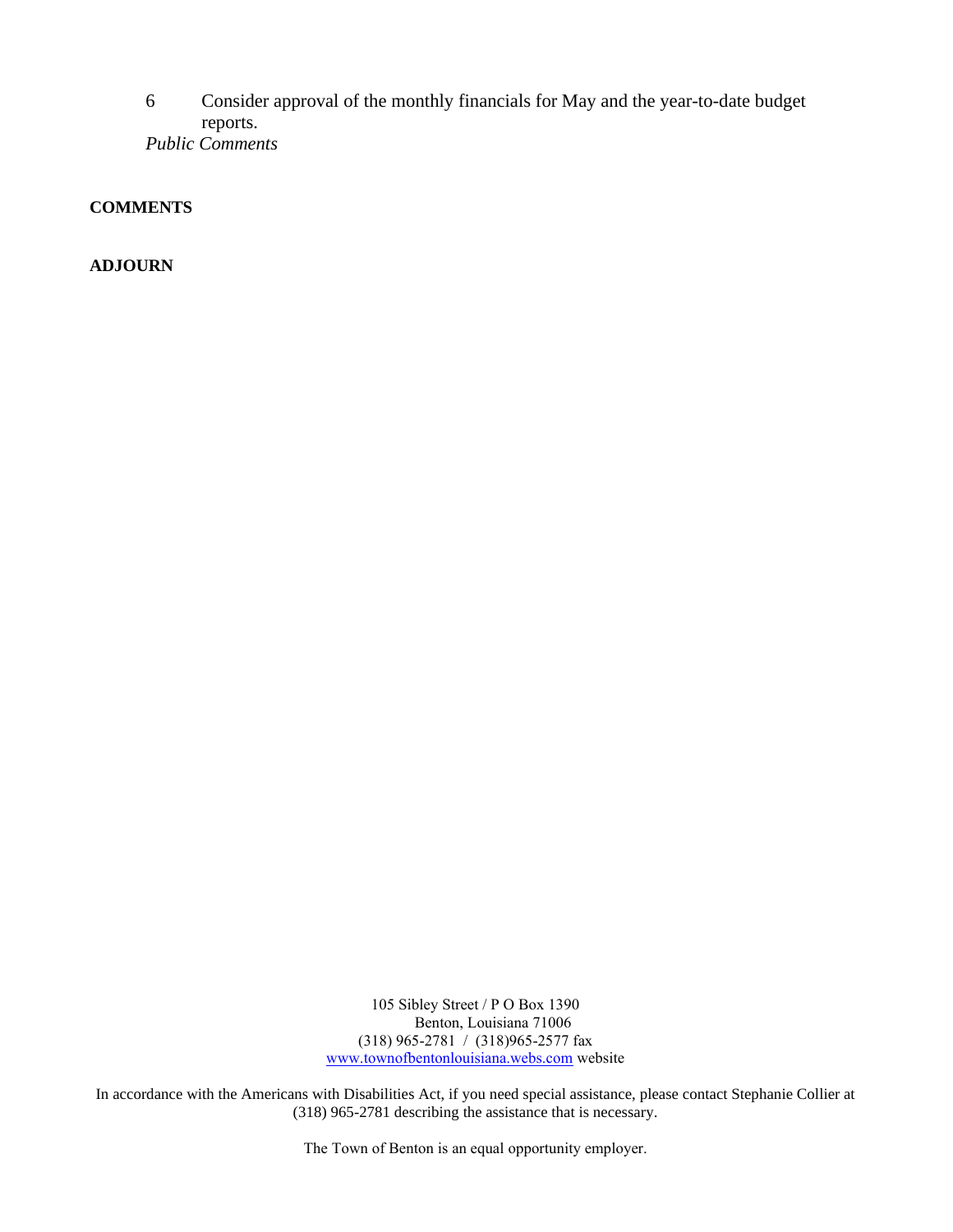6 Consider approval of the monthly financials for May and the year-to-date budget reports.

*Public Comments*

**COMMENTS**

**ADJOURN**

105 Sibley Street / P O Box 1390
Benton, Louisiana 71006
(318) 965-2781 / (318)965-2577 fax
www.townofbentonlouisiana.webs.com website

In accordance with the Americans with Disabilities Act, if you need special assistance, please contact Stephanie Collier at (318) 965-2781 describing the assistance that is necessary.

The Town of Benton is an equal opportunity employer.